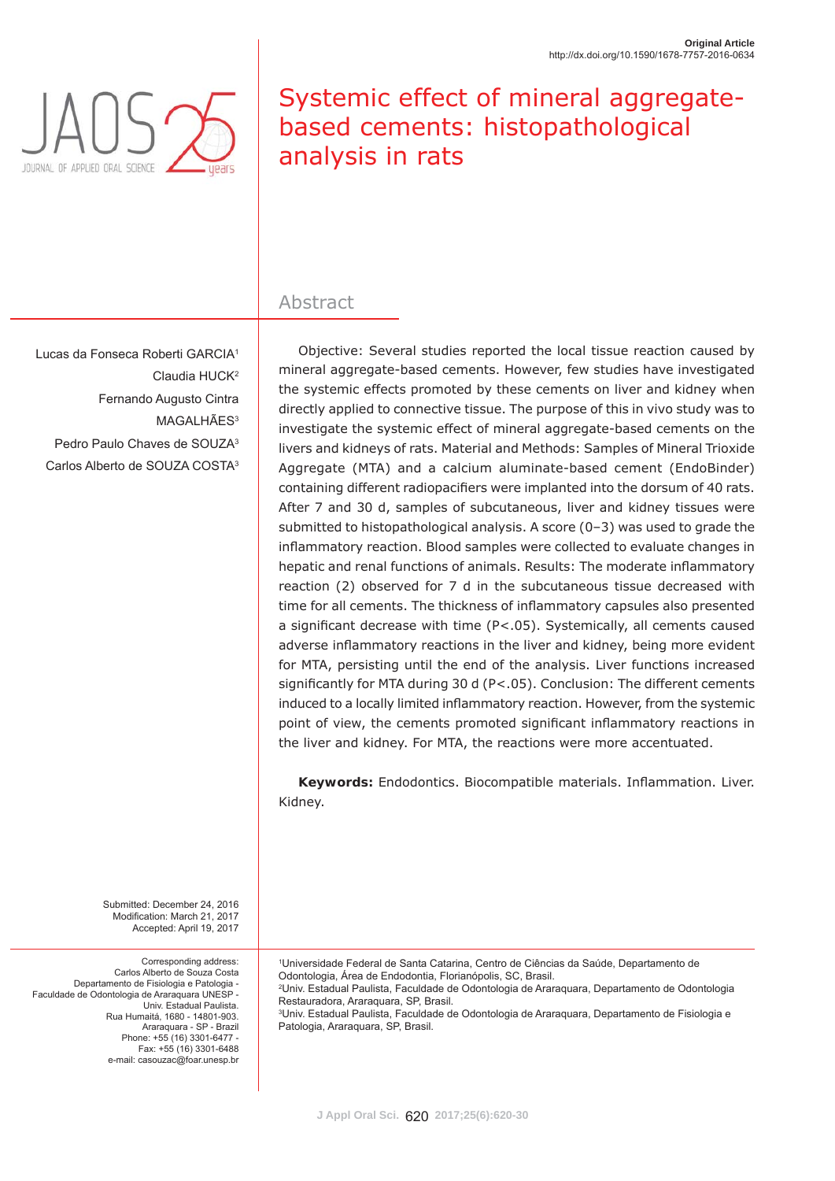Original Article
http://dx.doi.org/10.1590/1678-7757-2016-0634

# Systemic effect of mineral aggregate-based cements: histopathological analysis in rats

Lucas da Fonseca Roberti GARCIA[1]
Claudia HUCK[2]
Fernando Augusto Cintra MAGALHÃES[3]
Pedro Paulo Chaves de SOUZA[3]
Carlos Alberto de SOUZA COSTA[3]

## Abstract

Objective: Several studies reported the local tissue reaction caused by mineral aggregate-based cements. However, few studies have investigated the systemic effects promoted by these cements on liver and kidney when directly applied to connective tissue. The purpose of this in vivo study was to investigate the systemic effect of mineral aggregate-based cements on the livers and kidneys of rats. Material and Methods: Samples of Mineral Trioxide Aggregate (MTA) and a calcium aluminate-based cement (EndoBinder) containing different radiopacifiers were implanted into the dorsum of 40 rats. After 7 and 30 d, samples of subcutaneous, liver and kidney tissues were submitted to histopathological analysis. A score (0–3) was used to grade the inflammatory reaction. Blood samples were collected to evaluate changes in hepatic and renal functions of animals. Results: The moderate inflammatory reaction (2) observed for 7 d in the subcutaneous tissue decreased with time for all cements. The thickness of inflammatory capsules also presented a significant decrease with time ($P<.05$). Systemically, all cements caused adverse inflammatory reactions in the liver and kidney, being more evident for MTA, persisting until the end of the analysis. Liver functions increased significantly for MTA during 30 d ($P<.05$). Conclusion: The different cements induced to a locally limited inflammatory reaction. However, from the systemic point of view, the cements promoted significant inflammatory reactions in the liver and kidney. For MTA, the reactions were more accentuated.

**Keywords:** Endodontics. Biocompatible materials. Inflammation. Liver. Kidney.

Submitted: December 24, 2016
Modification: March 21, 2017
Accepted: April 19, 2017

Corresponding address:
Carlos Alberto de Souza Costa
Departamento de Fisiologia e Patologia -
Faculdade de Odontologia de Araraquara UNESP -
Univ. Estadual Paulista.
Rua Humaitá, 1680 - 14801-903.
Araraquara - SP - Brazil
Phone: +55 (16) 3301-6477 -
Fax: +55 (16) 3301-6488
e-mail: casouzac@foar.unesp.br

[1]Universidade Federal de Santa Catarina, Centro de Ciências da Saúde, Departamento de Odontologia, Área de Endodontia, Florianópolis, SC, Brasil.
[2]Univ. Estadual Paulista, Faculdade de Odontologia de Araraquara, Departamento de Odontologia Restauradora, Araraquara, SP, Brasil.
[3]Univ. Estadual Paulista, Faculdade de Odontologia de Araraquara, Departamento de Fisiologia e Patologia, Araraquara, SP, Brasil.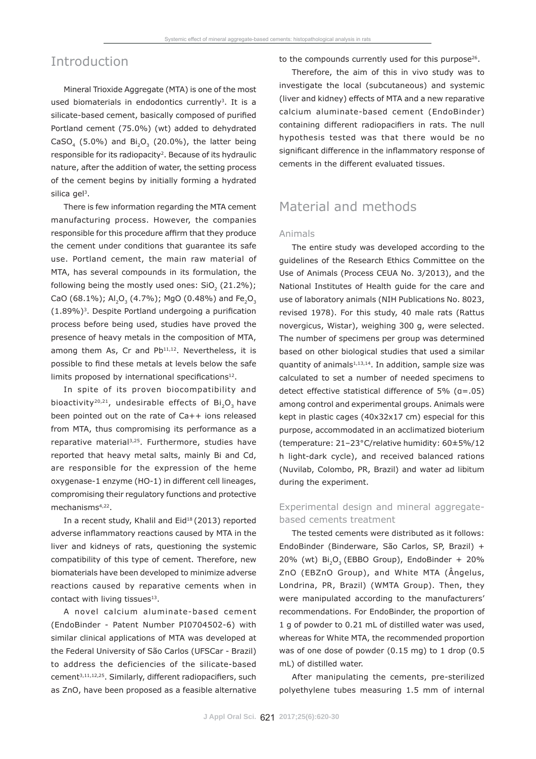## Introduction

Mineral Trioxide Aggregate (MTA) is one of the most used biomaterials in endodontics currently[3]. It is a silicate-based cement, basically composed of purified Portland cement (75.0%) (wt) added to dehydrated $CaSO_4$ (5.0%) and $Bi_2O_3$ (20.0%), the latter being responsible for its radiopacity[2]. Because of its hydraulic nature, after the addition of water, the setting process of the cement begins by initially forming a hydrated silica gel[3].

There is few information regarding the MTA cement manufacturing process. However, the companies responsible for this procedure affirm that they produce the cement under conditions that guarantee its safe use. Portland cement, the main raw material of MTA, has several compounds in its formulation, the following being the mostly used ones: $SiO_2$ (21.2%); CaO (68.1%); $Al_2O_3$ (4.7%); MgO (0.48%) and $Fe_2O_3$ (1.89%)[3]. Despite Portland undergoing a purification process before being used, studies have proved the presence of heavy metals in the composition of MTA, among them As, Cr and Pb[11,12]. Nevertheless, it is possible to find these metals at levels below the safe limits proposed by international specifications[12].

In spite of its proven biocompatibility and bioactivity[20,21], undesirable effects of $Bi_2O_3$ have been pointed out on the rate of $Ca^{++}$ ions released from MTA, thus compromising its performance as a reparative material[3,25]. Furthermore, studies have reported that heavy metal salts, mainly Bi and Cd, are responsible for the expression of the heme oxygenase-1 enzyme (HO-1) in different cell lineages, compromising their regulatory functions and protective mechanisms[4,22].

In a recent study, Khalil and Eid[18] (2013) reported adverse inflammatory reactions caused by MTA in the liver and kidneys of rats, questioning the systemic compatibility of this type of cement. Therefore, new biomaterials have been developed to minimize adverse reactions caused by reparative cements when in contact with living tissues[13].

A novel calcium aluminate-based cement (EndoBinder - Patent Number PI0704502-6) with similar clinical applications of MTA was developed at the Federal University of São Carlos (UFSCar - Brazil) to address the deficiencies of the silicate-based cement[3,11,12,25]. Similarly, different radiopacifiers, such as ZnO, have been proposed as a feasible alternative to the compounds currently used for this purpose[26].

Therefore, the aim of this in vivo study was to investigate the local (subcutaneous) and systemic (liver and kidney) effects of MTA and a new reparative calcium aluminate-based cement (EndoBinder) containing different radiopacifiers in rats. The null hypothesis tested was that there would be no significant difference in the inflammatory response of cements in the different evaluated tissues.

## Material and methods

### Animals

The entire study was developed according to the guidelines of the Research Ethics Committee on the Use of Animals (Process CEUA No. 3/2013), and the National Institutes of Health guide for the care and use of laboratory animals (NIH Publications No. 8023, revised 1978). For this study, 40 male rats (Rattus novergicus, Wistar), weighing 300 g, were selected. The number of specimens per group was determined based on other biological studies that used a similar quantity of animals[1,13,14]. In addition, sample size was calculated to set a number of needed specimens to detect effective statistical difference of 5% ($\alpha$=.05) among control and experimental groups. Animals were kept in plastic cages (40x32x17 cm) especial for this purpose, accommodated in an acclimatized bioterium (temperature: 21–23°C/relative humidity: 60±5%/12 h light-dark cycle), and received balanced rations (Nuvilab, Colombo, PR, Brazil) and water ad libitum during the experiment.

### Experimental design and mineral aggregate-based cements treatment

The tested cements were distributed as it follows: EndoBinder (Binderware, São Carlos, SP, Brazil) + 20% (wt) $Bi_2O_3$ (EBBO Group), EndoBinder + 20% ZnO (EBZnO Group), and White MTA (Ângelus, Londrina, PR, Brazil) (WMTA Group). Then, they were manipulated according to the manufacturers' recommendations. For EndoBinder, the proportion of 1 g of powder to 0.21 mL of distilled water was used, whereas for White MTA, the recommended proportion was of one dose of powder (0.15 mg) to 1 drop (0.5 mL) of distilled water.

After manipulating the cements, pre-sterilized polyethylene tubes measuring 1.5 mm of internal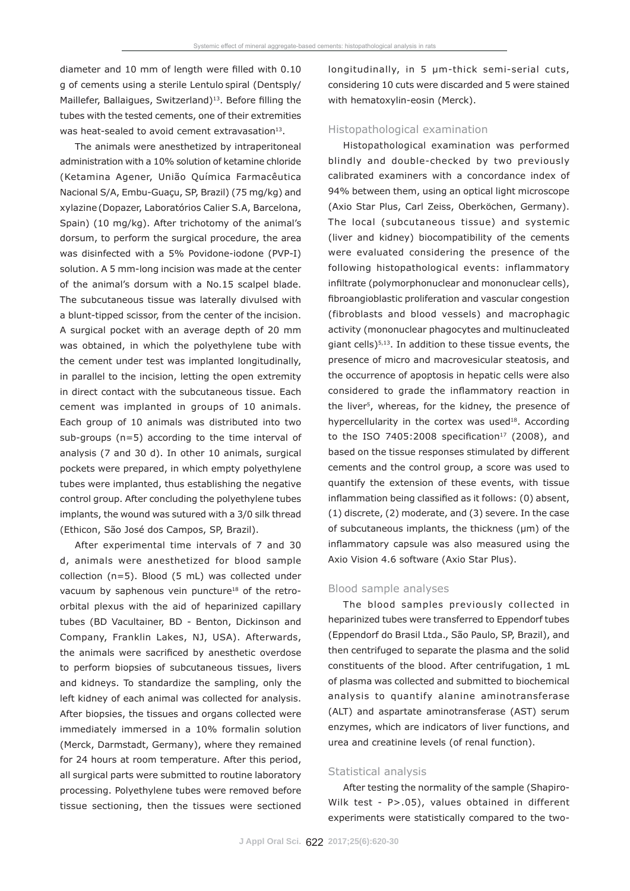diameter and 10 mm of length were filled with 0.10 g of cements using a sterile Lentulo spiral (Dentsply/ Maillefer, Ballaigues, Switzerland)[13]. Before filling the tubes with the tested cements, one of their extremities was heat-sealed to avoid cement extravasation[13].

The animals were anesthetized by intraperitoneal administration with a 10% solution of ketamine chloride (Ketamina Agener, União Química Farmacêutica Nacional S/A, Embu-Guaçu, SP, Brazil) (75 mg/kg) and xylazine (Dopazer, Laboratórios Calier S.A, Barcelona, Spain) (10 mg/kg). After trichotomy of the animal's dorsum, to perform the surgical procedure, the area was disinfected with a 5% Povidone-iodone (PVP-I) solution. A 5 mm-long incision was made at the center of the animal's dorsum with a No.15 scalpel blade. The subcutaneous tissue was laterally divulsed with a blunt-tipped scissor, from the center of the incision. A surgical pocket with an average depth of 20 mm was obtained, in which the polyethylene tube with the cement under test was implanted longitudinally, in parallel to the incision, letting the open extremity in direct contact with the subcutaneous tissue. Each cement was implanted in groups of 10 animals. Each group of 10 animals was distributed into two sub-groups (n=5) according to the time interval of analysis (7 and 30 d). In other 10 animals, surgical pockets were prepared, in which empty polyethylene tubes were implanted, thus establishing the negative control group. After concluding the polyethylene tubes implants, the wound was sutured with a 3/0 silk thread (Ethicon, São José dos Campos, SP, Brazil).

After experimental time intervals of 7 and 30 d, animals were anesthetized for blood sample collection (n=5). Blood (5 mL) was collected under vacuum by saphenous vein puncture[18] of the retro-orbital plexus with the aid of heparinized capillary tubes (BD Vacultainer, BD - Benton, Dickinson and Company, Franklin Lakes, NJ, USA). Afterwards, the animals were sacrificed by anesthetic overdose to perform biopsies of subcutaneous tissues, livers and kidneys. To standardize the sampling, only the left kidney of each animal was collected for analysis. After biopsies, the tissues and organs collected were immediately immersed in a 10% formalin solution (Merck, Darmstadt, Germany), where they remained for 24 hours at room temperature. After this period, all surgical parts were submitted to routine laboratory processing. Polyethylene tubes were removed before tissue sectioning, then the tissues were sectioned longitudinally, in 5 µm-thick semi-serial cuts, considering 10 cuts were discarded and 5 were stained with hematoxylin-eosin (Merck).

## Histopathological examination

Histopathological examination was performed blindly and double-checked by two previously calibrated examiners with a concordance index of 94% between them, using an optical light microscope (Axio Star Plus, Carl Zeiss, Oberköchen, Germany). The local (subcutaneous tissue) and systemic (liver and kidney) biocompatibility of the cements were evaluated considering the presence of the following histopathological events: inflammatory infiltrate (polymorphonuclear and mononuclear cells), fibroangioblastic proliferation and vascular congestion (fibroblasts and blood vessels) and macrophagic activity (mononuclear phagocytes and multinucleated giant cells)[5,13]. In addition to these tissue events, the presence of micro and macrovesicular steatosis, and the occurrence of apoptosis in hepatic cells were also considered to grade the inflammatory reaction in the liver[5], whereas, for the kidney, the presence of hypercellularity in the cortex was used[18]. According to the ISO 7405:2008 specification[17] (2008), and based on the tissue responses stimulated by different cements and the control group, a score was used to quantify the extension of these events, with tissue inflammation being classified as it follows: (0) absent, (1) discrete, (2) moderate, and (3) severe. In the case of subcutaneous implants, the thickness (µm) of the inflammatory capsule was also measured using the Axio Vision 4.6 software (Axio Star Plus).

## Blood sample analyses

The blood samples previously collected in heparinized tubes were transferred to Eppendorf tubes (Eppendorf do Brasil Ltda., São Paulo, SP, Brazil), and then centrifuged to separate the plasma and the solid constituents of the blood. After centrifugation, 1 mL of plasma was collected and submitted to biochemical analysis to quantify alanine aminotransferase (ALT) and aspartate aminotransferase (AST) serum enzymes, which are indicators of liver functions, and urea and creatinine levels (of renal function).

## Statistical analysis

After testing the normality of the sample (Shapiro-Wilk test - $P>.05$), values obtained in different experiments were statistically compared to the two-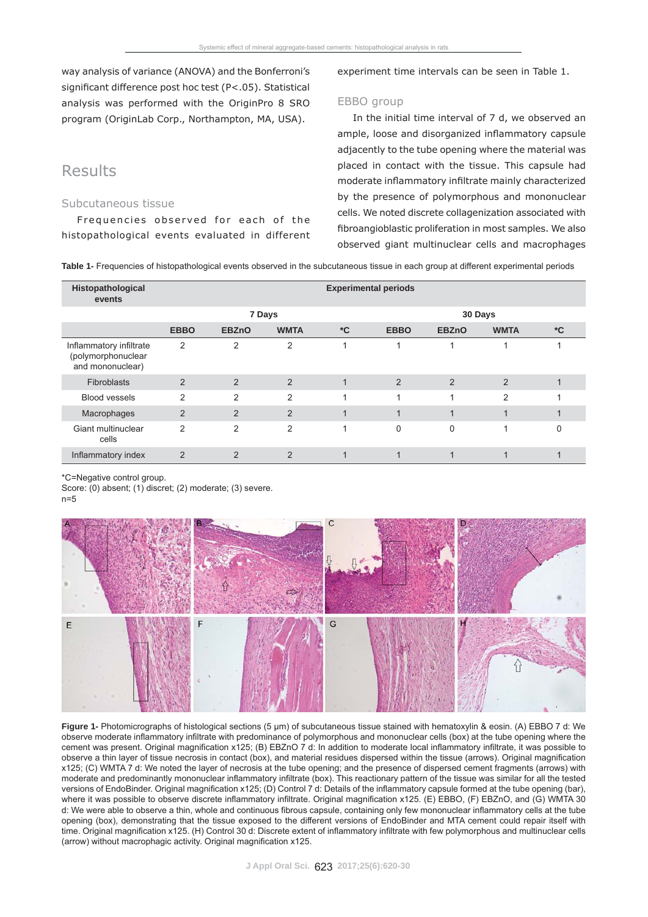way analysis of variance (ANOVA) and the Bonferroni's significant difference post hoc test (P<.05). Statistical analysis was performed with the OriginPro 8 SRO program (OriginLab Corp., Northampton, MA, USA).

## Results

### Subcutaneous tissue

Frequencies observed for each of the histopathological events evaluated in different experiment time intervals can be seen in Table 1.

### EBBO group

In the initial time interval of 7 d, we observed an ample, loose and disorganized inflammatory capsule adjacently to the tube opening where the material was placed in contact with the tissue. This capsule had moderate inflammatory infiltrate mainly characterized by the presence of polymorphous and mononuclear cells. We noted discrete collagenization associated with fibroangioblastic proliferation in most samples. We also observed giant multinuclear cells and macrophages

**Table 1-** Frequencies of histopathological events observed in the subcutaneous tissue in each group at different experimental periods

| Histopathological events | Experimental periods | | | | | | | |
|---|---|---|---|---|---|---|---|---|
| | 7 Days | | | | 30 Days | | | |
| | EBBO | EBZnO | WMTA | *C | EBBO | EBZnO | WMTA | *C |
| Inflammatory infiltrate (polymorphonuclear and mononuclear) | 2 | 2 | 2 | 1 | 1 | 1 | 1 | 1 |
| Fibroblasts | 2 | 2 | 2 | 1 | 2 | 2 | 2 | 1 |
| Blood vessels | 2 | 2 | 2 | 1 | 1 | 1 | 2 | 1 |
| Macrophages | 2 | 2 | 2 | 1 | 1 | 1 | 1 | 1 |
| Giant multinuclear cells | 2 | 2 | 2 | 1 | 0 | 0 | 1 | 0 |
| Inflammatory index | 2 | 2 | 2 | 1 | 1 | 1 | 1 | 1 |

*C=Negative control group.
Score: (0) absent; (1) discret; (2) moderate; (3) severe.
n=5

**Figure 1-** Photomicrographs of histological sections (5 µm) of subcutaneous tissue stained with hematoxylin & eosin. (A) EBBO 7 d: We observe moderate inflammatory infiltrate with predominance of polymorphous and mononuclear cells (box) at the tube opening where the cement was present. Original magnification x125; (B) EBZnO 7 d: In addition to moderate local inflammatory infiltrate, it was possible to observe a thin layer of tissue necrosis in contact (box), and material residues dispersed within the tissue (arrows). Original magnification x125; (C) WMTA 7 d: We noted the layer of necrosis at the tube opening; and the presence of dispersed cement fragments (arrows) with moderate and predominantly mononuclear inflammatory infiltrate (box). This reactionary pattern of the tissue was similar for all the tested versions of EndoBinder. Original magnification x125; (D) Control 7 d: Details of the inflammatory capsule formed at the tube opening (bar), where it was possible to observe discrete inflammatory infiltrate. Original magnification x125. (E) EBBO, (F) EBZnO, and (G) WMTA 30 d: We were able to observe a thin, whole and continuous fibrous capsule, containing only few mononuclear inflammatory cells at the tube opening (box), demonstrating that the tissue exposed to the different versions of EndoBinder and MTA cement could repair itself with time. Original magnification x125. (H) Control 30 d: Discrete extent of inflammatory infiltrate with few polymorphous and multinuclear cells (arrow) without macrophagic activity. Original magnification x125.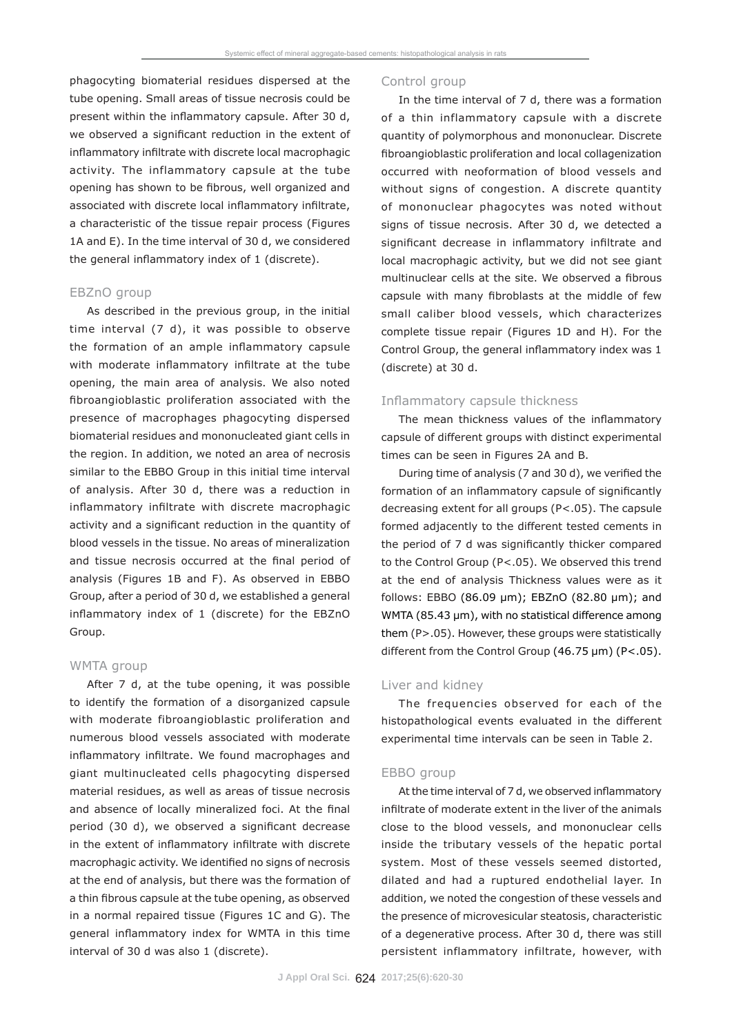phagocyting biomaterial residues dispersed at the tube opening. Small areas of tissue necrosis could be present within the inflammatory capsule. After 30 d, we observed a significant reduction in the extent of inflammatory infiltrate with discrete local macrophagic activity. The inflammatory capsule at the tube opening has shown to be fibrous, well organized and associated with discrete local inflammatory infiltrate, a characteristic of the tissue repair process (Figures 1A and E). In the time interval of 30 d, we considered the general inflammatory index of 1 (discrete).

## EBZnO group

As described in the previous group, in the initial time interval (7 d), it was possible to observe the formation of an ample inflammatory capsule with moderate inflammatory infiltrate at the tube opening, the main area of analysis. We also noted fibroangioblastic proliferation associated with the presence of macrophages phagocyting dispersed biomaterial residues and mononucleated giant cells in the region. In addition, we noted an area of necrosis similar to the EBBO Group in this initial time interval of analysis. After 30 d, there was a reduction in inflammatory infiltrate with discrete macrophagic activity and a significant reduction in the quantity of blood vessels in the tissue. No areas of mineralization and tissue necrosis occurred at the final period of analysis (Figures 1B and F). As observed in EBBO Group, after a period of 30 d, we established a general inflammatory index of 1 (discrete) for the EBZnO Group.

## WMTA group

After 7 d, at the tube opening, it was possible to identify the formation of a disorganized capsule with moderate fibroangioblastic proliferation and numerous blood vessels associated with moderate inflammatory infiltrate. We found macrophages and giant multinucleated cells phagocyting dispersed material residues, as well as areas of tissue necrosis and absence of locally mineralized foci. At the final period (30 d), we observed a significant decrease in the extent of inflammatory infiltrate with discrete macrophagic activity. We identified no signs of necrosis at the end of analysis, but there was the formation of a thin fibrous capsule at the tube opening, as observed in a normal repaired tissue (Figures 1C and G). The general inflammatory index for WMTA in this time interval of 30 d was also 1 (discrete).

## Control group

In the time interval of 7 d, there was a formation of a thin inflammatory capsule with a discrete quantity of polymorphous and mononuclear. Discrete fibroangioblastic proliferation and local collagenization occurred with neoformation of blood vessels and without signs of congestion. A discrete quantity of mononuclear phagocytes was noted without signs of tissue necrosis. After 30 d, we detected a significant decrease in inflammatory infiltrate and local macrophagic activity, but we did not see giant multinuclear cells at the site. We observed a fibrous capsule with many fibroblasts at the middle of few small caliber blood vessels, which characterizes complete tissue repair (Figures 1D and H). For the Control Group, the general inflammatory index was 1 (discrete) at 30 d.

## Inflammatory capsule thickness

The mean thickness values of the inflammatory capsule of different groups with distinct experimental times can be seen in Figures 2A and B.

During time of analysis (7 and 30 d), we verified the formation of an inflammatory capsule of significantly decreasing extent for all groups ($P<.05$). The capsule formed adjacently to the different tested cements in the period of 7 d was significantly thicker compared to the Control Group ($P<.05$). We observed this trend at the end of analysis Thickness values were as it follows: EBBO (86.09 μm); EBZnO (82.80 μm); and WMTA (85.43 μm), with no statistical difference among them ($P>.05$). However, these groups were statistically different from the Control Group (46.75 μm) ($P<.05$).

## Liver and kidney

The frequencies observed for each of the histopathological events evaluated in the different experimental time intervals can be seen in Table 2.

## EBBO group

At the time interval of 7 d, we observed inflammatory infiltrate of moderate extent in the liver of the animals close to the blood vessels, and mononuclear cells inside the tributary vessels of the hepatic portal system. Most of these vessels seemed distorted, dilated and had a ruptured endothelial layer. In addition, we noted the congestion of these vessels and the presence of microvesicular steatosis, characteristic of a degenerative process. After 30 d, there was still persistent inflammatory infiltrate, however, with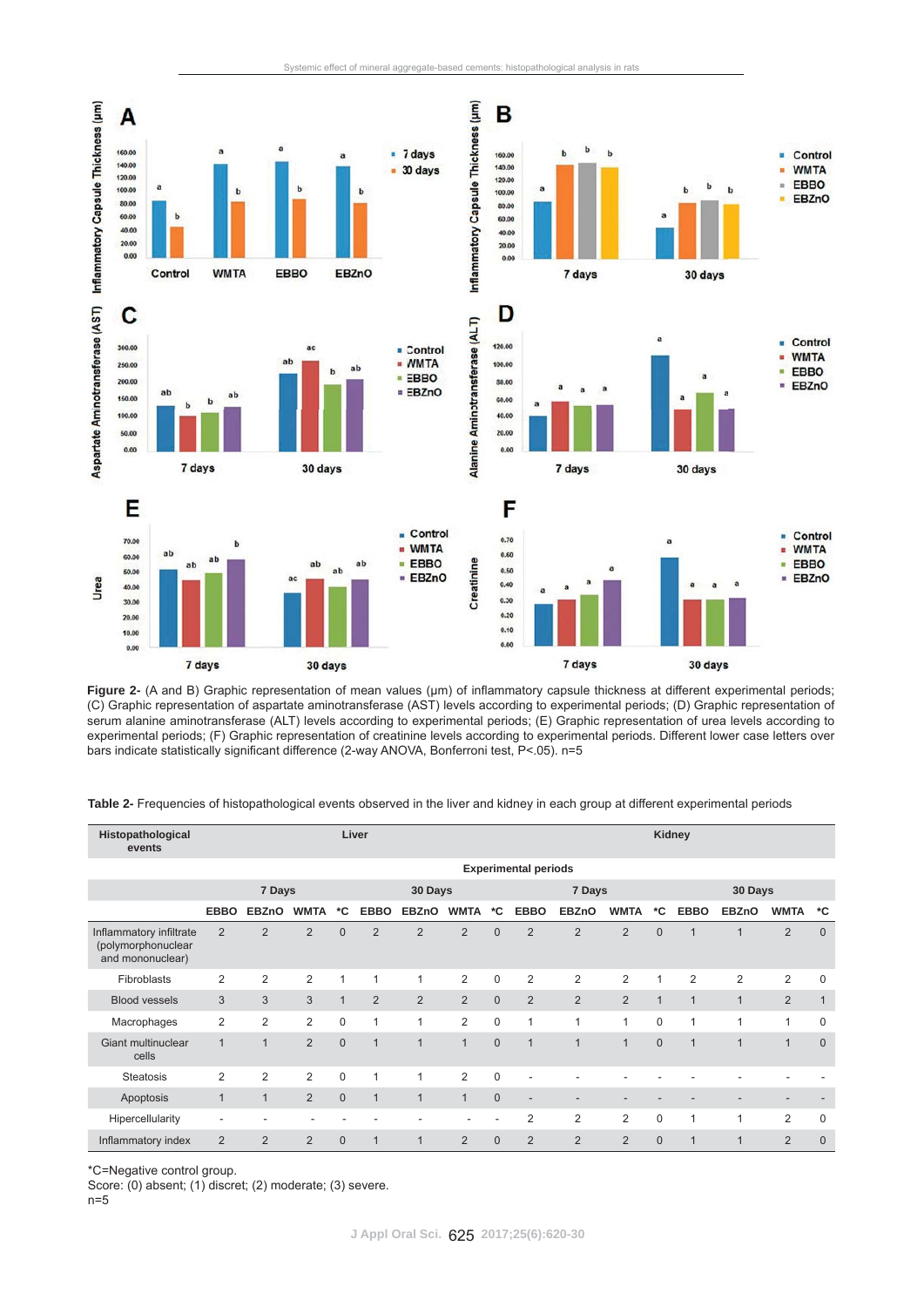**Figure 2-** (A and B) Graphic representation of mean values (µm) of inflammatory capsule thickness at different experimental periods; (C) Graphic representation of aspartate aminotransferase (AST) levels according to experimental periods; (D) Graphic representation of serum alanine aminotransferase (ALT) levels according to experimental periods; (E) Graphic representation of urea levels according to experimental periods; (F) Graphic representation of creatinine levels according to experimental periods. Different lower case letters over bars indicate statistically significant difference (2-way ANOVA, Bonferroni test, P<.05). n=5

**Table 2-** Frequencies of histopathological events observed in the liver and kidney in each group at different experimental periods

| Histopathological events | Liver | | | | | | | | Kidney | | | | | | | |
|---|---|---|---|---|---|---|---|---|---|---|---|---|---|---|---|---|
| | Experimental periods | | | | | | | | | | | | | | | |
| | 7 Days | | | | 30 Days | | | | 7 Days | | | | 30 Days | | | |
| | EBBO | EBZnO | WMTA | *C | EBBO | EBZnO | WMTA | *C | EBBO | EBZnO | WMTA | *C | EBBO | EBZnO | WMTA | *C |
| Inflammatory infiltrate (polymorphonuclear and mononuclear) | 2 | 2 | 2 | 0 | 2 | 2 | 2 | 0 | 2 | 2 | 2 | 0 | 1 | 1 | 2 | 0 |
| Fibroblasts | 2 | 2 | 2 | 1 | 1 | 1 | 2 | 0 | 2 | 2 | 2 | 1 | 2 | 2 | 2 | 0 |
| Blood vessels | 3 | 3 | 3 | 1 | 2 | 2 | 2 | 0 | 2 | 2 | 2 | 1 | 1 | 1 | 2 | 1 |
| Macrophages | 2 | 2 | 2 | 0 | 1 | 1 | 2 | 0 | 1 | 1 | 1 | 0 | 1 | 1 | 1 | 0 |
| Giant multinuclear cells | 1 | 1 | 2 | 0 | 1 | 1 | 1 | 0 | 1 | 1 | 1 | 0 | 1 | 1 | 1 | 0 |
| Steatosis | 2 | 2 | 2 | 0 | 1 | 1 | 2 | 0 | - | - | - | - | - | - | - | - |
| Apoptosis | 1 | 1 | 2 | 0 | 1 | 1 | 1 | 0 | - | - | - | - | - | - | - | - |
| Hipercellularity | - | - | - | - | - | - | - | - | 2 | 2 | 2 | 0 | 1 | 1 | 2 | 0 |
| Inflammatory index | 2 | 2 | 2 | 0 | 1 | 1 | 2 | 0 | 2 | 2 | 2 | 0 | 1 | 1 | 2 | 0 |

*C=Negative control group.
Score: (0) absent; (1) discret; (2) moderate; (3) severe.
n=5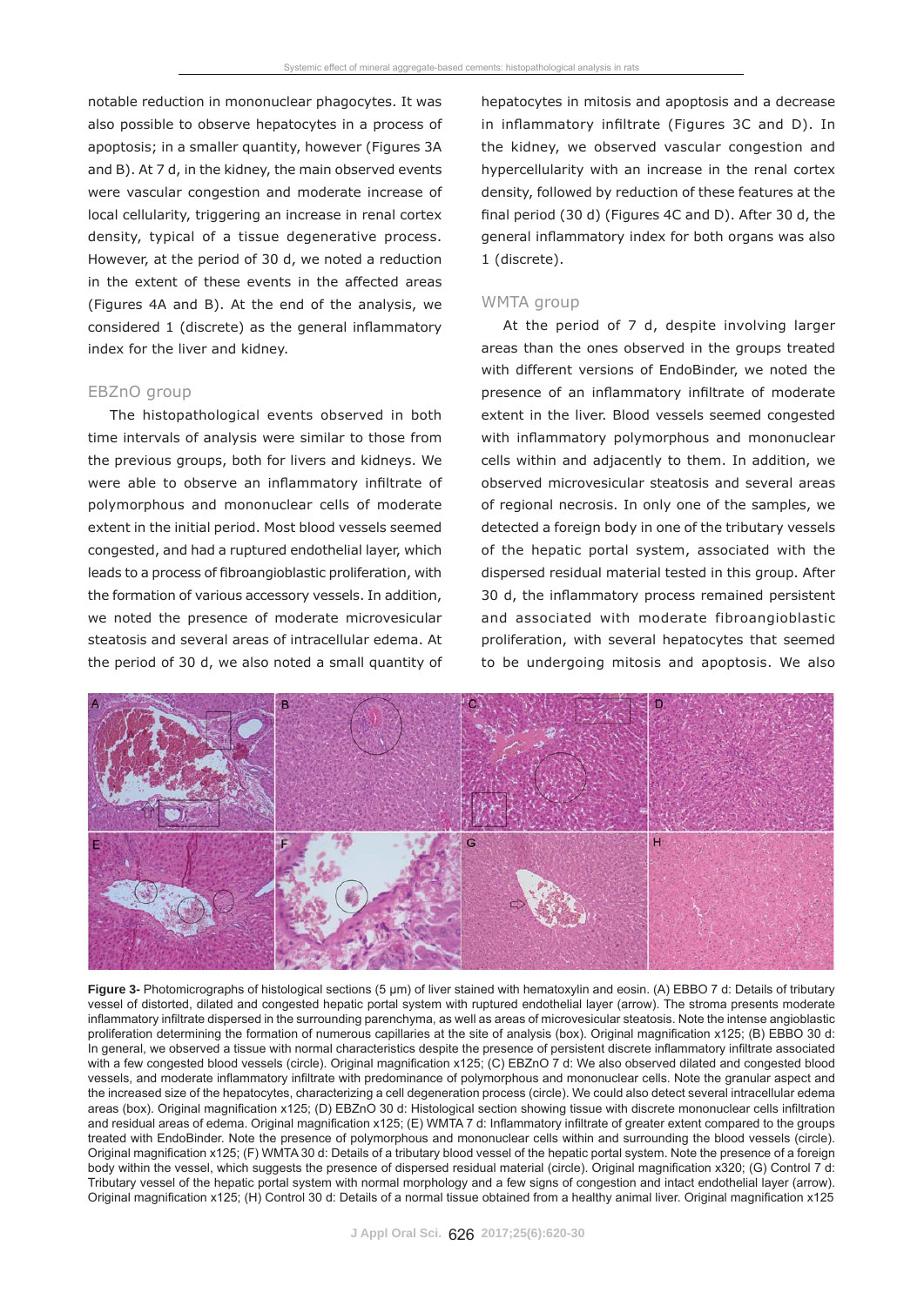notable reduction in mononuclear phagocytes. It was also possible to observe hepatocytes in a process of apoptosis; in a smaller quantity, however (Figures 3A and B). At 7 d, in the kidney, the main observed events were vascular congestion and moderate increase of local cellularity, triggering an increase in renal cortex density, typical of a tissue degenerative process. However, at the period of 30 d, we noted a reduction in the extent of these events in the affected areas (Figures 4A and B). At the end of the analysis, we considered 1 (discrete) as the general inflammatory index for the liver and kidney.

### EBZnO group

The histopathological events observed in both time intervals of analysis were similar to those from the previous groups, both for livers and kidneys. We were able to observe an inflammatory infiltrate of polymorphous and mononuclear cells of moderate extent in the initial period. Most blood vessels seemed congested, and had a ruptured endothelial layer, which leads to a process of fibroangioblastic proliferation, with the formation of various accessory vessels. In addition, we noted the presence of moderate microvesicular steatosis and several areas of intracellular edema. At the period of 30 d, we also noted a small quantity of hepatocytes in mitosis and apoptosis and a decrease in inflammatory infiltrate (Figures 3C and D). In the kidney, we observed vascular congestion and hypercellularity with an increase in the renal cortex density, followed by reduction of these features at the final period (30 d) (Figures 4C and D). After 30 d, the general inflammatory index for both organs was also 1 (discrete).

### WMTA group

At the period of 7 d, despite involving larger areas than the ones observed in the groups treated with different versions of EndoBinder, we noted the presence of an inflammatory infiltrate of moderate extent in the liver. Blood vessels seemed congested with inflammatory polymorphous and mononuclear cells within and adjacently to them. In addition, we observed microvesicular steatosis and several areas of regional necrosis. In only one of the samples, we detected a foreign body in one of the tributary vessels of the hepatic portal system, associated with the dispersed residual material tested in this group. After 30 d, the inflammatory process remained persistent and associated with moderate fibroangioblastic proliferation, with several hepatocytes that seemed to be undergoing mitosis and apoptosis. We also

**Figure 3-** Photomicrographs of histological sections (5 µm) of liver stained with hematoxylin and eosin. (A) EBBO 7 d: Details of tributary vessel of distorted, dilated and congested hepatic portal system with ruptured endothelial layer (arrow). The stroma presents moderate inflammatory infiltrate dispersed in the surrounding parenchyma, as well as areas of microvesicular steatosis. Note the intense angioblastic proliferation determining the formation of numerous capillaries at the site of analysis (box). Original magnification x125; (B) EBBO 30 d: In general, we observed a tissue with normal characteristics despite the presence of persistent discrete inflammatory infiltrate associated with a few congested blood vessels (circle). Original magnification x125; (C) EBZnO 7 d: We also observed dilated and congested blood vessels, and moderate inflammatory infiltrate with predominance of polymorphous and mononuclear cells. Note the granular aspect and the increased size of the hepatocytes, characterizing a cell degeneration process (circle). We could also detect several intracellular edema areas (box). Original magnification x125; (D) EBZnO 30 d: Histological section showing tissue with discrete mononuclear cells infiltration and residual areas of edema. Original magnification x125; (E) WMTA 7 d: Inflammatory infiltrate of greater extent compared to the groups treated with EndoBinder. Note the presence of polymorphous and mononuclear cells within and surrounding the blood vessels (circle). Original magnification x125; (F) WMTA 30 d: Details of a tributary blood vessel of the hepatic portal system. Note the presence of a foreign body within the vessel, which suggests the presence of dispersed residual material (circle). Original magnification x320; (G) Control 7 d: Tributary vessel of the hepatic portal system with normal morphology and a few signs of congestion and intact endothelial layer (arrow). Original magnification x125; (H) Control 30 d: Details of a normal tissue obtained from a healthy animal liver. Original magnification x125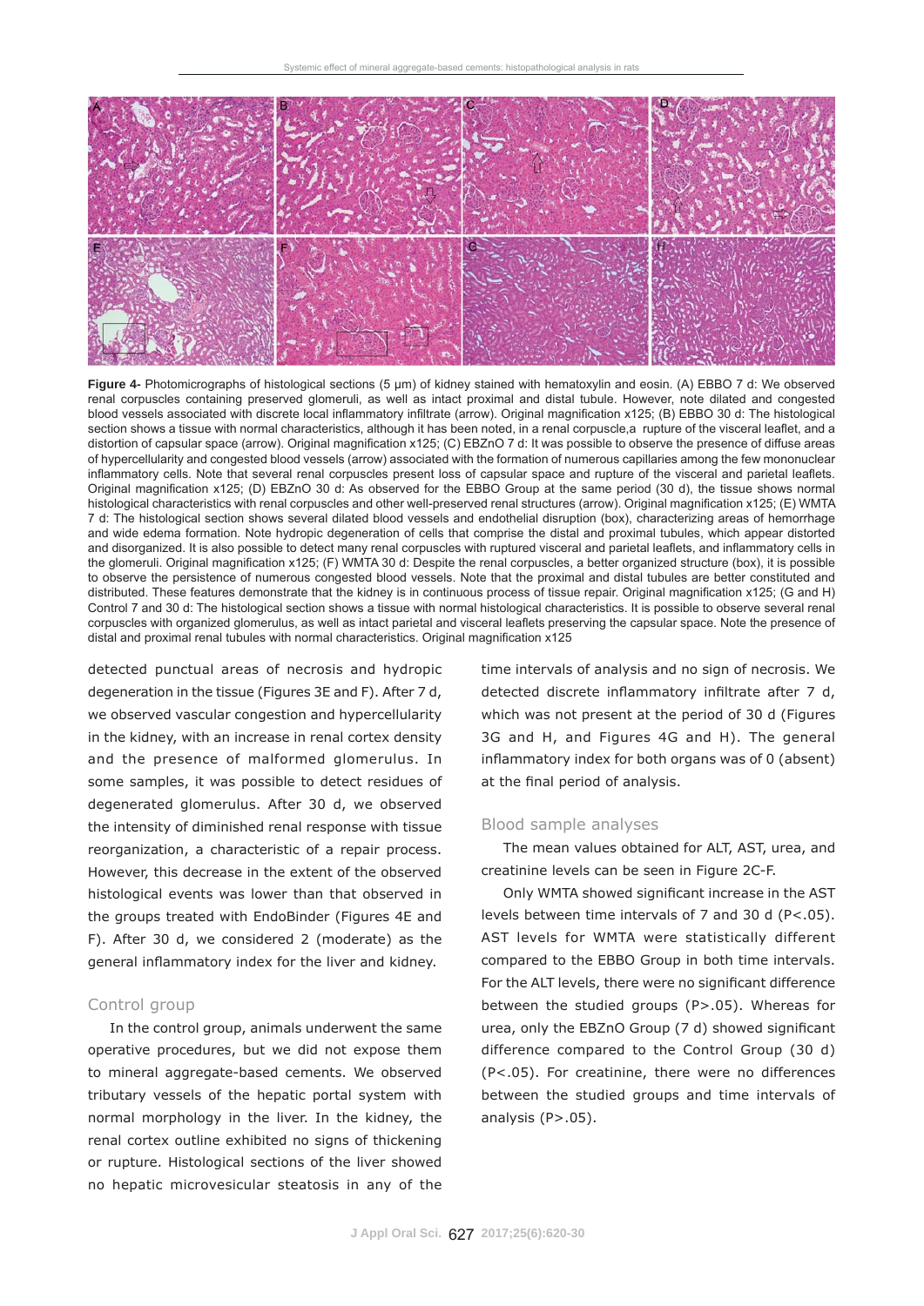**Figure 4-** Photomicrographs of histological sections (5 µm) of kidney stained with hematoxylin and eosin. (A) EBBO 7 d: We observed renal corpuscles containing preserved glomeruli, as well as intact proximal and distal tubule. However, note dilated and congested blood vessels associated with discrete local inflammatory infiltrate (arrow). Original magnification x125; (B) EBBO 30 d: The histological section shows a tissue with normal characteristics, although it has been noted, in a renal corpuscle,a rupture of the visceral leaflet, and a distortion of capsular space (arrow). Original magnification x125; (C) EBZnO 7 d: It was possible to observe the presence of diffuse areas of hypercellularity and congested blood vessels (arrow) associated with the formation of numerous capillaries among the few mononuclear inflammatory cells. Note that several renal corpuscles present loss of capsular space and rupture of the visceral and parietal leaflets. Original magnification x125; (D) EBZnO 30 d: As observed for the EBBO Group at the same period (30 d), the tissue shows normal histological characteristics with renal corpuscles and other well-preserved renal structures (arrow). Original magnification x125; (E) WMTA 7 d: The histological section shows several dilated blood vessels and endothelial disruption (box), characterizing areas of hemorrhage and wide edema formation. Note hydropic degeneration of cells that comprise the distal and proximal tubules, which appear distorted and disorganized. It is also possible to detect many renal corpuscles with ruptured visceral and parietal leaflets, and inflammatory cells in the glomeruli. Original magnification x125; (F) WMTA 30 d: Despite the renal corpuscles, a better organized structure (box), it is possible to observe the persistence of numerous congested blood vessels. Note that the proximal and distal tubules are better constituted and distributed. These features demonstrate that the kidney is in continuous process of tissue repair. Original magnification x125; (G and H) Control 7 and 30 d: The histological section shows a tissue with normal histological characteristics. It is possible to observe several renal corpuscles with organized glomerulus, as well as intact parietal and visceral leaflets preserving the capsular space. Note the presence of distal and proximal renal tubules with normal characteristics. Original magnification x125

detected punctual areas of necrosis and hydropic degeneration in the tissue (Figures 3E and F). After 7 d, we observed vascular congestion and hypercellularity in the kidney, with an increase in renal cortex density and the presence of malformed glomerulus. In some samples, it was possible to detect residues of degenerated glomerulus. After 30 d, we observed the intensity of diminished renal response with tissue reorganization, a characteristic of a repair process. However, this decrease in the extent of the observed histological events was lower than that observed in the groups treated with EndoBinder (Figures 4E and F). After 30 d, we considered 2 (moderate) as the general inflammatory index for the liver and kidney.

## Control group

In the control group, animals underwent the same operative procedures, but we did not expose them to mineral aggregate-based cements. We observed tributary vessels of the hepatic portal system with normal morphology in the liver. In the kidney, the renal cortex outline exhibited no signs of thickening or rupture. Histological sections of the liver showed no hepatic microvesicular steatosis in any of the time intervals of analysis and no sign of necrosis. We detected discrete inflammatory infiltrate after 7 d, which was not present at the period of 30 d (Figures 3G and H, and Figures 4G and H). The general inflammatory index for both organs was of 0 (absent) at the final period of analysis.

## Blood sample analyses

The mean values obtained for ALT, AST, urea, and creatinine levels can be seen in Figure 2C-F.

Only WMTA showed significant increase in the AST levels between time intervals of 7 and 30 d ($P<.05$). AST levels for WMTA were statistically different compared to the EBBO Group in both time intervals. For the ALT levels, there were no significant difference between the studied groups ($P>.05$). Whereas for urea, only the EBZnO Group (7 d) showed significant difference compared to the Control Group (30 d) ($P<.05$). For creatinine, there were no differences between the studied groups and time intervals of analysis ($P>.05$).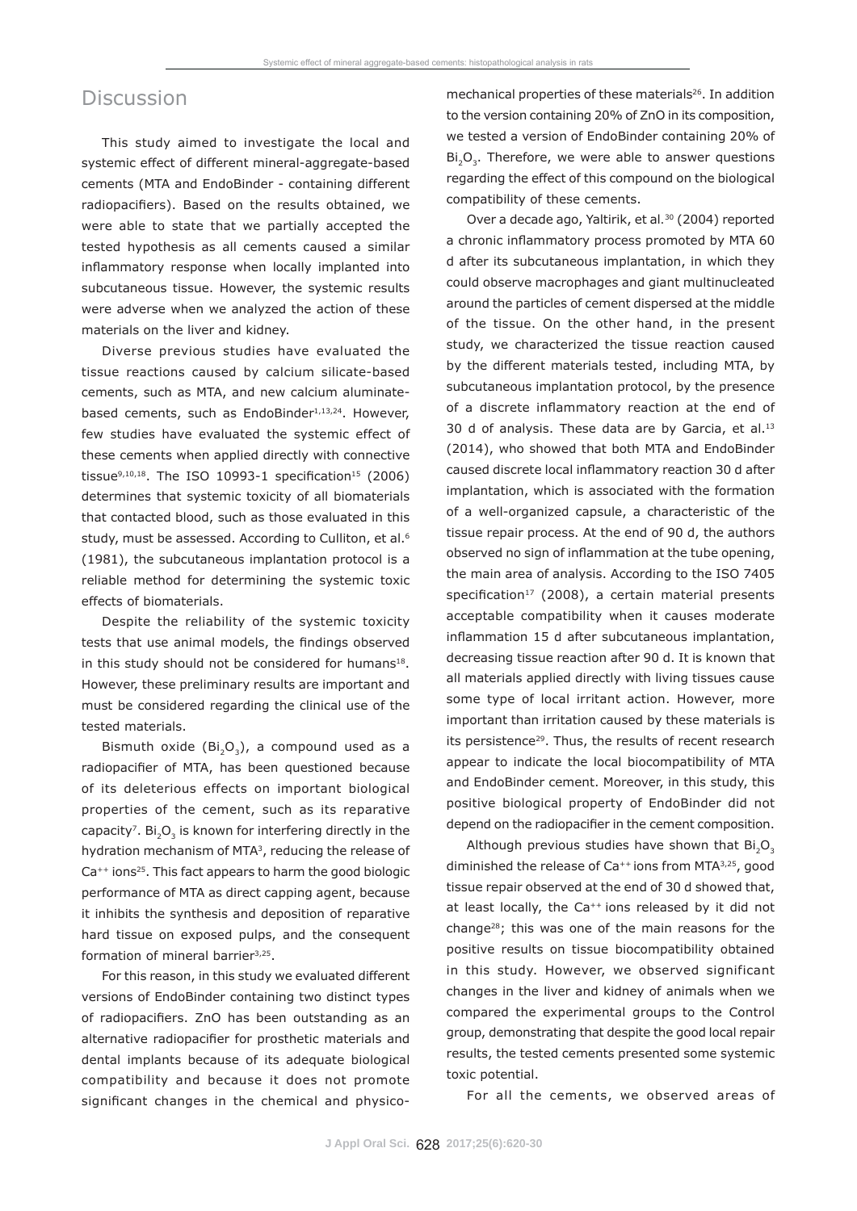## Discussion

This study aimed to investigate the local and systemic effect of different mineral-aggregate-based cements (MTA and EndoBinder - containing different radiopacifiers). Based on the results obtained, we were able to state that we partially accepted the tested hypothesis as all cements caused a similar inflammatory response when locally implanted into subcutaneous tissue. However, the systemic results were adverse when we analyzed the action of these materials on the liver and kidney.

Diverse previous studies have evaluated the tissue reactions caused by calcium silicate-based cements, such as MTA, and new calcium aluminate-based cements, such as EndoBinder[1,13,24]. However, few studies have evaluated the systemic effect of these cements when applied directly with connective tissue[9,10,18]. The ISO 10993-1 specification[15] (2006) determines that systemic toxicity of all biomaterials that contacted blood, such as those evaluated in this study, must be assessed. According to Culliton, et al.[6] (1981), the subcutaneous implantation protocol is a reliable method for determining the systemic toxic effects of biomaterials.

Despite the reliability of the systemic toxicity tests that use animal models, the findings observed in this study should not be considered for humans[18]. However, these preliminary results are important and must be considered regarding the clinical use of the tested materials.

Bismuth oxide ($Bi_2O_3$), a compound used as a radiopacifier of MTA, has been questioned because of its deleterious effects on important biological properties of the cement, such as its reparative capacity[7]. $Bi_2O_3$ is known for interfering directly in the hydration mechanism of MTA[3], reducing the release of $Ca^{++}$ ions[25]. This fact appears to harm the good biologic performance of MTA as direct capping agent, because it inhibits the synthesis and deposition of reparative hard tissue on exposed pulps, and the consequent formation of mineral barrier[3,25].

For this reason, in this study we evaluated different versions of EndoBinder containing two distinct types of radiopacifiers. ZnO has been outstanding as an alternative radiopacifier for prosthetic materials and dental implants because of its adequate biological compatibility and because it does not promote significant changes in the chemical and physico-mechanical properties of these materials[26]. In addition to the version containing 20% of ZnO in its composition, we tested a version of EndoBinder containing 20% of $Bi_2O_3$. Therefore, we were able to answer questions regarding the effect of this compound on the biological compatibility of these cements.

Over a decade ago, Yaltirik, et al.[30] (2004) reported a chronic inflammatory process promoted by MTA 60 d after its subcutaneous implantation, in which they could observe macrophages and giant multinucleated around the particles of cement dispersed at the middle of the tissue. On the other hand, in the present study, we characterized the tissue reaction caused by the different materials tested, including MTA, by subcutaneous implantation protocol, by the presence of a discrete inflammatory reaction at the end of 30 d of analysis. These data are by Garcia, et al.[13] (2014), who showed that both MTA and EndoBinder caused discrete local inflammatory reaction 30 d after implantation, which is associated with the formation of a well-organized capsule, a characteristic of the tissue repair process. At the end of 90 d, the authors observed no sign of inflammation at the tube opening, the main area of analysis. According to the ISO 7405 specification[17] (2008), a certain material presents acceptable compatibility when it causes moderate inflammation 15 d after subcutaneous implantation, decreasing tissue reaction after 90 d. It is known that all materials applied directly with living tissues cause some type of local irritant action. However, more important than irritation caused by these materials is its persistence[29]. Thus, the results of recent research appear to indicate the local biocompatibility of MTA and EndoBinder cement. Moreover, in this study, this positive biological property of EndoBinder did not depend on the radiopacifier in the cement composition.

Although previous studies have shown that $Bi_2O_3$ diminished the release of $Ca^{++}$ ions from MTA[3,25], good tissue repair observed at the end of 30 d showed that, at least locally, the $Ca^{++}$ ions released by it did not change[28]; this was one of the main reasons for the positive results on tissue biocompatibility obtained in this study. However, we observed significant changes in the liver and kidney of animals when we compared the experimental groups to the Control group, demonstrating that despite the good local repair results, the tested cements presented some systemic toxic potential.

For all the cements, we observed areas of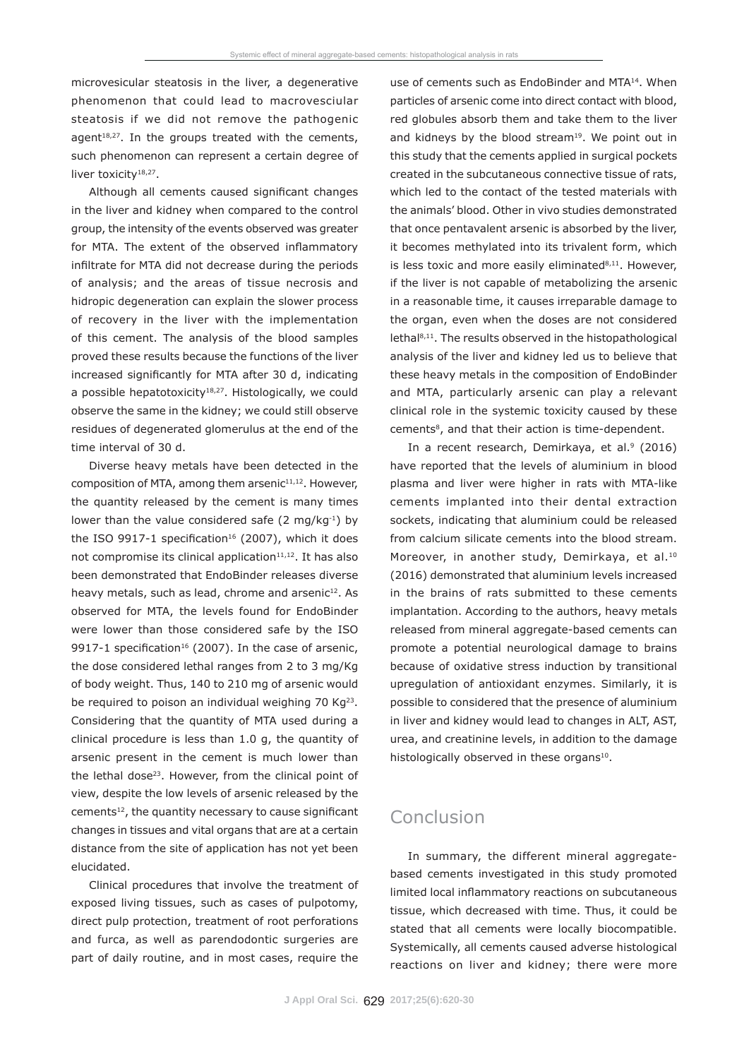microvesicular steatosis in the liver, a degenerative phenomenon that could lead to macrovesciular steatosis if we did not remove the pathogenic agent[18,27]. In the groups treated with the cements, such phenomenon can represent a certain degree of liver toxicity[18,27].

Although all cements caused significant changes in the liver and kidney when compared to the control group, the intensity of the events observed was greater for MTA. The extent of the observed inflammatory infiltrate for MTA did not decrease during the periods of analysis; and the areas of tissue necrosis and hidropic degeneration can explain the slower process of recovery in the liver with the implementation of this cement. The analysis of the blood samples proved these results because the functions of the liver increased significantly for MTA after 30 d, indicating a possible hepatotoxicity[18,27]. Histologically, we could observe the same in the kidney; we could still observe residues of degenerated glomerulus at the end of the time interval of 30 d.

Diverse heavy metals have been detected in the composition of MTA, among them arsenic[11,12]. However, the quantity released by the cement is many times lower than the value considered safe (2 mg/kg$^{-1}$) by the ISO 9917-1 specification[16] (2007), which it does not compromise its clinical application[11,12]. It has also been demonstrated that EndoBinder releases diverse heavy metals, such as lead, chrome and arsenic[12]. As observed for MTA, the levels found for EndoBinder were lower than those considered safe by the ISO 9917-1 specification[16] (2007). In the case of arsenic, the dose considered lethal ranges from 2 to 3 mg/Kg of body weight. Thus, 140 to 210 mg of arsenic would be required to poison an individual weighing 70 Kg[23]. Considering that the quantity of MTA used during a clinical procedure is less than 1.0 g, the quantity of arsenic present in the cement is much lower than the lethal dose[23]. However, from the clinical point of view, despite the low levels of arsenic released by the cements[12], the quantity necessary to cause significant changes in tissues and vital organs that are at a certain distance from the site of application has not yet been elucidated.

Clinical procedures that involve the treatment of exposed living tissues, such as cases of pulpotomy, direct pulp protection, treatment of root perforations and furca, as well as parendodontic surgeries are part of daily routine, and in most cases, require the use of cements such as EndoBinder and MTA[14]. When particles of arsenic come into direct contact with blood, red globules absorb them and take them to the liver and kidneys by the blood stream[19]. We point out in this study that the cements applied in surgical pockets created in the subcutaneous connective tissue of rats, which led to the contact of the tested materials with the animals' blood. Other in vivo studies demonstrated that once pentavalent arsenic is absorbed by the liver, it becomes methylated into its trivalent form, which is less toxic and more easily eliminated[8,11]. However, if the liver is not capable of metabolizing the arsenic in a reasonable time, it causes irreparable damage to the organ, even when the doses are not considered lethal[8,11]. The results observed in the histopathological analysis of the liver and kidney led us to believe that these heavy metals in the composition of EndoBinder and MTA, particularly arsenic can play a relevant clinical role in the systemic toxicity caused by these cements[8], and that their action is time-dependent.

In a recent research, Demirkaya, et al.[9] (2016) have reported that the levels of aluminium in blood plasma and liver were higher in rats with MTA-like cements implanted into their dental extraction sockets, indicating that aluminium could be released from calcium silicate cements into the blood stream. Moreover, in another study, Demirkaya, et al.[10] (2016) demonstrated that aluminium levels increased in the brains of rats submitted to these cements implantation. According to the authors, heavy metals released from mineral aggregate-based cements can promote a potential neurological damage to brains because of oxidative stress induction by transitional upregulation of antioxidant enzymes. Similarly, it is possible to considered that the presence of aluminium in liver and kidney would lead to changes in ALT, AST, urea, and creatinine levels, in addition to the damage histologically observed in these organs[10].

## Conclusion

In summary, the different mineral aggregate-based cements investigated in this study promoted limited local inflammatory reactions on subcutaneous tissue, which decreased with time. Thus, it could be stated that all cements were locally biocompatible. Systemically, all cements caused adverse histological reactions on liver and kidney; there were more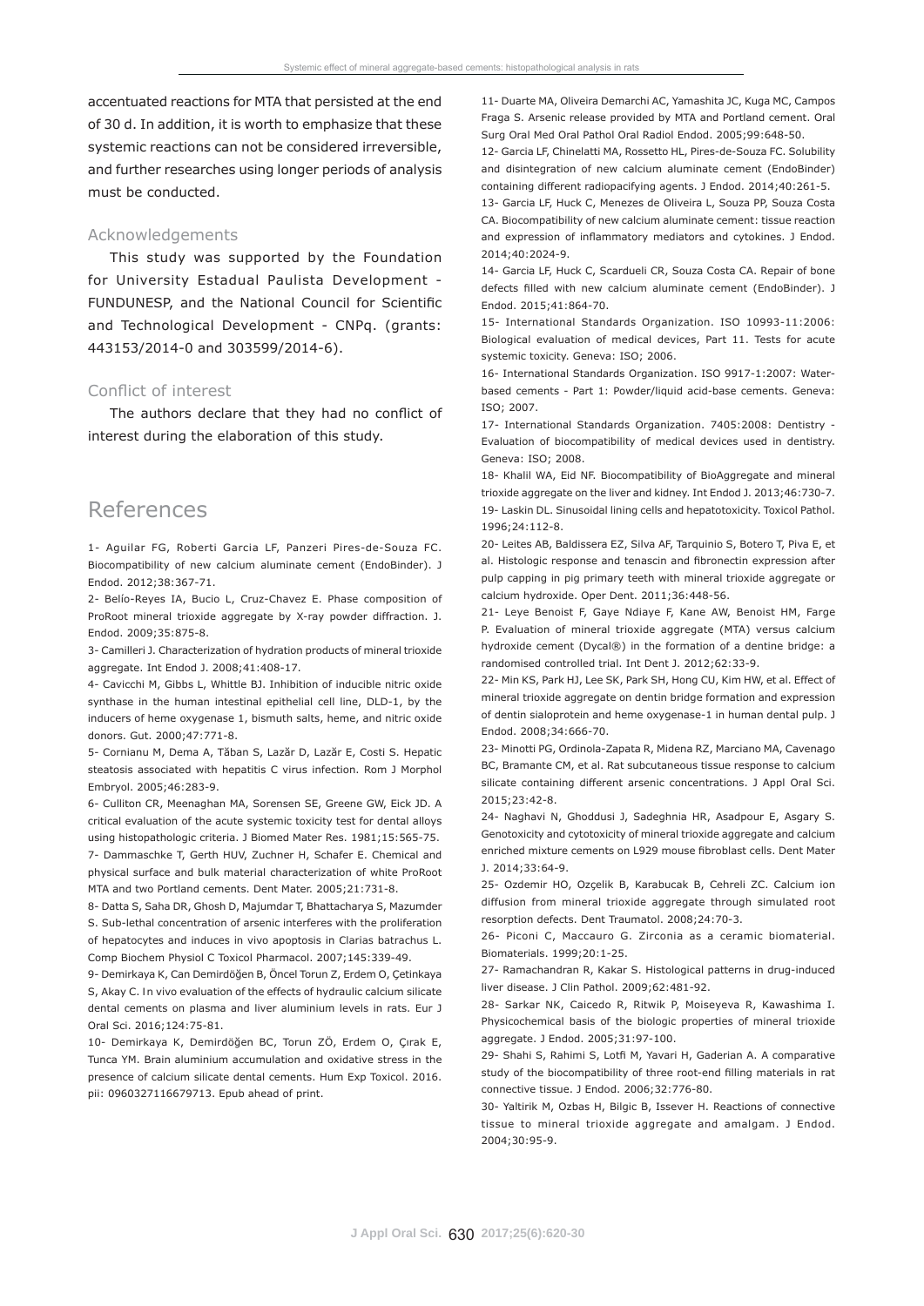accentuated reactions for MTA that persisted at the end of 30 d. In addition, it is worth to emphasize that these systemic reactions can not be considered irreversible, and further researches using longer periods of analysis must be conducted.

### Acknowledgements

This study was supported by the Foundation for University Estadual Paulista Development - FUNDUNESP, and the National Council for Scientific and Technological Development - CNPq. (grants: 443153/2014-0 and 303599/2014-6).

### Conflict of interest

The authors declare that they had no conflict of interest during the elaboration of this study.

## References

1- Aguilar FG, Roberti Garcia LF, Panzeri Pires-de-Souza FC. Biocompatibility of new calcium aluminate cement (EndoBinder). J Endod. 2012;38:367-71.

2- Belío-Reyes IA, Bucio L, Cruz-Chavez E. Phase composition of ProRoot mineral trioxide aggregate by X-ray powder diffraction. J. Endod. 2009;35:875-8.

3- Camilleri J. Characterization of hydration products of mineral trioxide aggregate. Int Endod J. 2008;41:408-17.

4- Cavicchi M, Gibbs L, Whittle BJ. Inhibition of inducible nitric oxide synthase in the human intestinal epithelial cell line, DLD-1, by the inducers of heme oxygenase 1, bismuth salts, heme, and nitric oxide donors. Gut. 2000;47:771-8.

5- Cornianu M, Dema A, Tăban S, Lazăr D, Lazăr E, Costi S. Hepatic steatosis associated with hepatitis C virus infection. Rom J Morphol Embryol. 2005;46:283-9.

6- Culliton CR, Meenaghan MA, Sorensen SE, Greene GW, Eick JD. A critical evaluation of the acute systemic toxicity test for dental alloys using histopathologic criteria. J Biomed Mater Res. 1981;15:565-75.

7- Dammaschke T, Gerth HUV, Zuchner H, Schafer E. Chemical and physical surface and bulk material characterization of white ProRoot MTA and two Portland cements. Dent Mater. 2005;21:731-8.

8- Datta S, Saha DR, Ghosh D, Majumdar T, Bhattacharya S, Mazumder S. Sub-lethal concentration of arsenic interferes with the proliferation of hepatocytes and induces in vivo apoptosis in Clarias batrachus L. Comp Biochem Physiol C Toxicol Pharmacol. 2007;145:339-49.

9- Demirkaya K, Can Demirdöğen B, Öncel Torun Z, Erdem O, Çetinkaya S, Akay C. In vivo evaluation of the effects of hydraulic calcium silicate dental cements on plasma and liver aluminium levels in rats. Eur J Oral Sci. 2016;124:75-81.

10- Demirkaya K, Demirdöğen BC, Torun ZÖ, Erdem O, Çırak E, Tunca YM. Brain aluminium accumulation and oxidative stress in the presence of calcium silicate dental cements. Hum Exp Toxicol. 2016. pii: 0960327116679713. Epub ahead of print.

11- Duarte MA, Oliveira Demarchi AC, Yamashita JC, Kuga MC, Campos Fraga S. Arsenic release provided by MTA and Portland cement. Oral Surg Oral Med Oral Pathol Oral Radiol Endod. 2005;99:648-50.

12- Garcia LF, Chinelatti MA, Rossetto HL, Pires-de-Souza FC. Solubility and disintegration of new calcium aluminate cement (EndoBinder) containing different radiopacifying agents. J Endod. 2014;40:261-5.

13- Garcia LF, Huck C, Menezes de Oliveira L, Souza PP, Souza Costa CA. Biocompatibility of new calcium aluminate cement: tissue reaction and expression of inflammatory mediators and cytokines. J Endod. 2014;40:2024-9.

14- Garcia LF, Huck C, Scardueli CR, Souza Costa CA. Repair of bone defects filled with new calcium aluminate cement (EndoBinder). J Endod. 2015;41:864-70.

15- International Standards Organization. ISO 10993-11:2006: Biological evaluation of medical devices, Part 11. Tests for acute systemic toxicity. Geneva: ISO; 2006.

16- International Standards Organization. ISO 9917-1:2007: Water-based cements - Part 1: Powder/liquid acid-base cements. Geneva: ISO; 2007.

17- International Standards Organization. 7405:2008: Dentistry - Evaluation of biocompatibility of medical devices used in dentistry. Geneva: ISO; 2008.

18- Khalil WA, Eid NF. Biocompatibility of BioAggregate and mineral trioxide aggregate on the liver and kidney. Int Endod J. 2013;46:730-7.

19- Laskin DL. Sinusoidal lining cells and hepatotoxicity. Toxicol Pathol. 1996;24:112-8.

20- Leites AB, Baldissera EZ, Silva AF, Tarquinio S, Botero T, Piva E, et al. Histologic response and tenascin and fibronectin expression after pulp capping in pig primary teeth with mineral trioxide aggregate or calcium hydroxide. Oper Dent. 2011;36:448-56.

21- Leye Benoist F, Gaye Ndiaye F, Kane AW, Benoist HM, Farge P. Evaluation of mineral trioxide aggregate (MTA) versus calcium hydroxide cement (Dycal®) in the formation of a dentine bridge: a randomised controlled trial. Int Dent J. 2012;62:33-9.

22- Min KS, Park HJ, Lee SK, Park SH, Hong CU, Kim HW, et al. Effect of mineral trioxide aggregate on dentin bridge formation and expression of dentin sialoprotein and heme oxygenase-1 in human dental pulp. J Endod. 2008;34:666-70.

23- Minotti PG, Ordinola-Zapata R, Midena RZ, Marciano MA, Cavenago BC, Bramante CM, et al. Rat subcutaneous tissue response to calcium silicate containing different arsenic concentrations. J Appl Oral Sci. 2015;23:42-8.

24- Naghavi N, Ghoddusi J, Sadeghnia HR, Asadpour E, Asgary S. Genotoxicity and cytotoxicity of mineral trioxide aggregate and calcium enriched mixture cements on L929 mouse fibroblast cells. Dent Mater J. 2014;33:64-9.

25- Ozdemir HO, Ozçelik B, Karabucak B, Cehreli ZC. Calcium ion diffusion from mineral trioxide aggregate through simulated root resorption defects. Dent Traumatol. 2008;24:70-3.

26- Piconi C, Maccauro G. Zirconia as a ceramic biomaterial. Biomaterials. 1999;20:1-25.

27- Ramachandran R, Kakar S. Histological patterns in drug-induced liver disease. J Clin Pathol. 2009;62:481-92.

28- Sarkar NK, Caicedo R, Ritwik P, Moiseyeva R, Kawashima I. Physicochemical basis of the biologic properties of mineral trioxide aggregate. J Endod. 2005;31:97-100.

29- Shahi S, Rahimi S, Lotfi M, Yavari H, Gaderian A. A comparative study of the biocompatibility of three root-end filling materials in rat connective tissue. J Endod. 2006;32:776-80.

30- Yaltirik M, Ozbas H, Bilgic B, Issever H. Reactions of connective tissue to mineral trioxide aggregate and amalgam. J Endod. 2004;30:95-9.